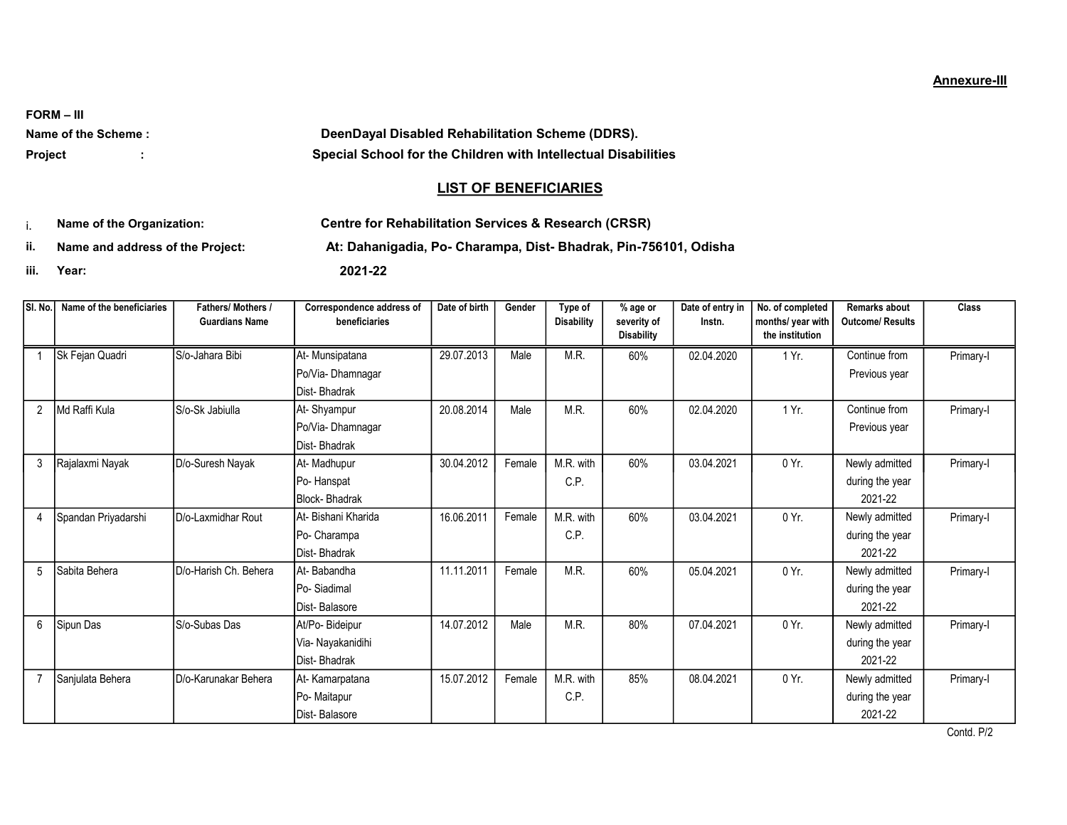**Annexure-III**

**FORM – III**

**Name of the Scheme :** **DeenDayal Disabled Rehabilitation Scheme (DDRS).**

**Project :** **Special School for the Children with Intellectual Disabilities**

## LIST OF BENEFICIARIES

i. **Name of the Organization:** **Centre for Rehabilitation Services & Research (CRSR)**

ii. **Name and address of the Project:** **At: Dahanigadia, Po- Charampa, Dist- Bhadrak, Pin-756101, Odisha**

iii. **Year:** **2021-22**

| Sl. No. | Name of the beneficiaries | Fathers/ Mothers / Guardians Name | Correspondence address of beneficiaries | Date of birth | Gender | Type of Disability | % age or severity of Disability | Date of entry in Instn. | No. of completed months/ year with the institution | Remarks about Outcome/ Results | Class |
|---|---|---|---|---|---|---|---|---|---|---|---|
| 1 | Sk Fejan Quadri | S/o-Jahara Bibi | At- Munsipatana Po/Via- Dhamnagar Dist- Bhadrak | 29.07.2013 | Male | M.R. | 60% | 02.04.2020 | 1 Yr. | Continue from Previous year | Primary-I |
| 2 | Md Raffi Kula | S/o-Sk Jabiulla | At- Shyampur Po/Via- Dhamnagar Dist- Bhadrak | 20.08.2014 | Male | M.R. | 60% | 02.04.2020 | 1 Yr. | Continue from Previous year | Primary-I |
| 3 | Rajalaxmi Nayak | D/o-Suresh Nayak | At- Madhupur Po- Hanspat Block- Bhadrak | 30.04.2012 | Female | M.R. with C.P. | 60% | 03.04.2021 | 0 Yr. | Newly admitted during the year 2021-22 | Primary-I |
| 4 | Spandan Priyadarshi | D/o-Laxmidhar Rout | At- Bishani Kharida Po- Charampa Dist- Bhadrak | 16.06.2011 | Female | M.R. with C.P. | 60% | 03.04.2021 | 0 Yr. | Newly admitted during the year 2021-22 | Primary-I |
| 5 | Sabita Behera | D/o-Harish Ch. Behera | At- Babandha Po- Siadimal Dist- Balasore | 11.11.2011 | Female | M.R. | 60% | 05.04.2021 | 0 Yr. | Newly admitted during the year 2021-22 | Primary-I |
| 6 | Sipun Das | S/o-Subas Das | At/Po- Bideipur Via- Nayakanidihi Dist- Bhadrak | 14.07.2012 | Male | M.R. | 80% | 07.04.2021 | 0 Yr. | Newly admitted during the year 2021-22 | Primary-I |
| 7 | Sanjulata Behera | D/o-Karunakar Behera | At- Kamarpatana Po- Maitapur Dist- Balasore | 15.07.2012 | Female | M.R. with C.P. | 85% | 08.04.2021 | 0 Yr. | Newly admitted during the year 2021-22 | Primary-I |

Contd. P/2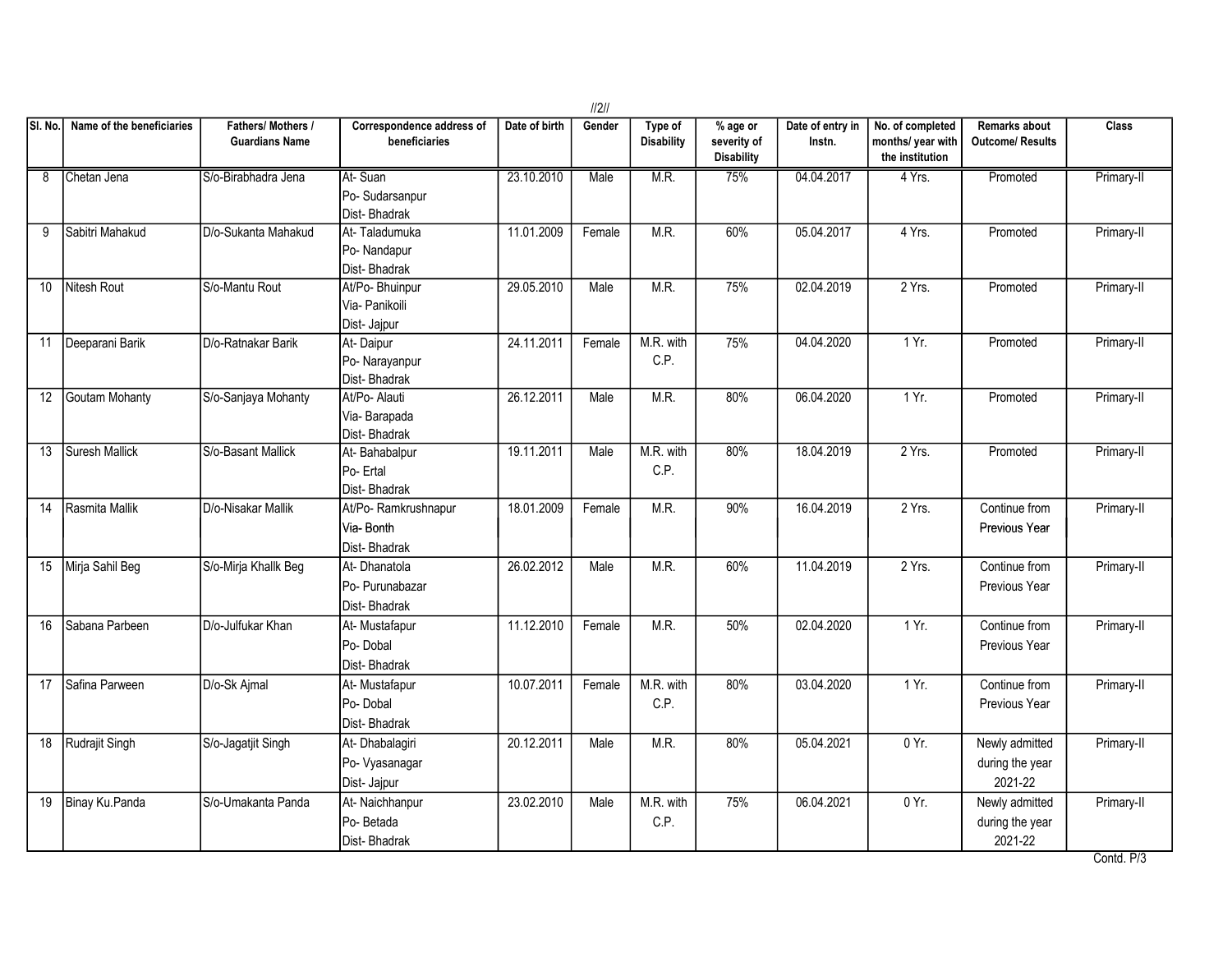| Sl. No. | Name of the beneficiaries | Fathers/ Mothers / Guardians Name | Correspondence address of beneficiaries | Date of birth | Gender | Type of Disability | % age or severity of Disability | Date of entry in Instn. | No. of completed months/ year with the institution | Remarks about Outcome/ Results | Class |
|---|---|---|---|---|---|---|---|---|---|---|---|
| 8 | Chetan Jena | S/o-Birabhadra Jena | At- Suan<br>Po- Sudarsanpur<br>Dist- Bhadrak | 23.10.2010 | Male | M.R. | 75% | 04.04.2017 | 4 Yrs. | Promoted | Primary-II |
| 9 | Sabitri Mahakud | D/o-Sukanta Mahakud | At- Taladumuka<br>Po- Nandapur<br>Dist- Bhadrak | 11.01.2009 | Female | M.R. | 60% | 05.04.2017 | 4 Yrs. | Promoted | Primary-II |
| 10 | Nitesh Rout | S/o-Mantu Rout | At/Po- Bhuinpur<br>Via- Panikoili<br>Dist- Jajpur | 29.05.2010 | Male | M.R. | 75% | 02.04.2019 | 2 Yrs. | Promoted | Primary-II |
| 11 | Deeparani Barik | D/o-Ratnakar Barik | At- Daipur<br>Po- Narayanpur<br>Dist- Bhadrak | 24.11.2011 | Female | M.R. with C.P. | 75% | 04.04.2020 | 1 Yr. | Promoted | Primary-II |
| 12 | Goutam Mohanty | S/o-Sanjaya Mohanty | At/Po- Alauti<br>Via- Barapada<br>Dist- Bhadrak | 26.12.2011 | Male | M.R. | 80% | 06.04.2020 | 1 Yr. | Promoted | Primary-II |
| 13 | Suresh Mallick | S/o-Basant Mallick | At- Bahabalpur<br>Po- Ertal<br>Dist- Bhadrak | 19.11.2011 | Male | M.R. with C.P. | 80% | 18.04.2019 | 2 Yrs. | Promoted | Primary-II |
| 14 | Rasmita Mallik | D/o-Nisakar Mallik | At/Po- Ramkrushnapur<br>Via- Bonth<br>Dist- Bhadrak | 18.01.2009 | Female | M.R. | 90% | 16.04.2019 | 2 Yrs. | Continue from Previous Year | Primary-II |
| 15 | Mirja Sahil Beg | S/o-Mirja Khallk Beg | At- Dhanatola<br>Po- Purunabazar<br>Dist- Bhadrak | 26.02.2012 | Male | M.R. | 60% | 11.04.2019 | 2 Yrs. | Continue from Previous Year | Primary-II |
| 16 | Sabana Parbeen | D/o-Julfukar Khan | At- Mustafapur<br>Po- Dobal<br>Dist- Bhadrak | 11.12.2010 | Female | M.R. | 50% | 02.04.2020 | 1 Yr. | Continue from Previous Year | Primary-II |
| 17 | Safina Parween | D/o-Sk Ajmal | At- Mustafapur<br>Po- Dobal<br>Dist- Bhadrak | 10.07.2011 | Female | M.R. with C.P. | 80% | 03.04.2020 | 1 Yr. | Continue from Previous Year | Primary-II |
| 18 | Rudrajit Singh | S/o-Jagatjit Singh | At- Dhabalagiri<br>Po- Vyasanagar<br>Dist- Jajpur | 20.12.2011 | Male | M.R. | 80% | 05.04.2021 | 0 Yr. | Newly admitted during the year 2021-22 | Primary-II |
| 19 | Binay Ku.Panda | S/o-Umakanta Panda | At- Naichhanpur<br>Po- Betada<br>Dist- Bhadrak | 23.02.2010 | Male | M.R. with C.P. | 75% | 06.04.2021 | 0 Yr. | Newly admitted during the year 2021-22 | Primary-II |

Contd. P/3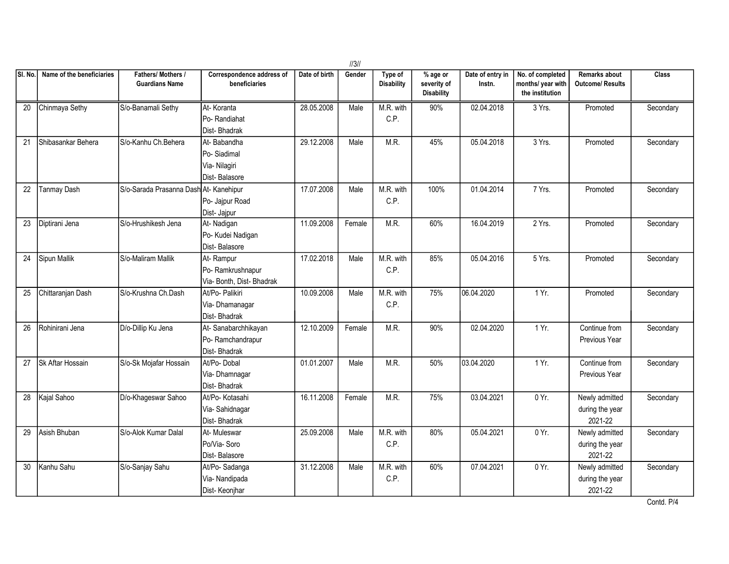| Sl. No. | Name of the beneficiaries | Fathers/ Mothers / Guardians Name | Correspondence address of beneficiaries | Date of birth | Gender | Type of Disability | % age or severity of Disability | Date of entry in Instn. | No. of completed months/ year with the institution | Remarks about Outcome/ Results | Class |
|---|---|---|---|---|---|---|---|---|---|---|---|
| 20 | Chinmaya Sethy | S/o-Banamali Sethy | At- Koranta<br>Po- Randiahat<br>Dist- Bhadrak | 28.05.2008 | Male | M.R. with C.P. | 90% | 02.04.2018 | 3 Yrs. | Promoted | Secondary |
| 21 | Shibasankar Behera | S/o-Kanhu Ch.Behera | At- Babandha<br>Po- Siadimal<br>Via- Nilagiri<br>Dist- Balasore | 29.12.2008 | Male | M.R. | 45% | 05.04.2018 | 3 Yrs. | Promoted | Secondary |
| 22 | Tanmay Dash | S/o-Sarada Prasanna Dash | At- Kanehipur<br>Po- Jajpur Road<br>Dist- Jajpur | 17.07.2008 | Male | M.R. with C.P. | 100% | 01.04.2014 | 7 Yrs. | Promoted | Secondary |
| 23 | Diptirani Jena | S/o-Hrushikesh Jena | At- Nadigan<br>Po- Kudei Nadigan<br>Dist- Balasore | 11.09.2008 | Female | M.R. | 60% | 16.04.2019 | 2 Yrs. | Promoted | Secondary |
| 24 | Sipun Mallik | S/o-Maliram Mallik | At- Rampur<br>Po- Ramkrushnapur<br>Via- Bonth, Dist- Bhadrak | 17.02.2018 | Male | M.R. with C.P. | 85% | 05.04.2016 | 5 Yrs. | Promoted | Secondary |
| 25 | Chittaranjan Dash | S/o-Krushna Ch.Dash | At/Po- Palikiri<br>Via- Dhamanagar<br>Dist- Bhadrak | 10.09.2008 | Male | M.R. with C.P. | 75% | 06.04.2020 | 1 Yr. | Promoted | Secondary |
| 26 | Rohinirani Jena | D/o-Dillip Ku Jena | At- Sanabarchhikayan<br>Po- Ramchandrapur<br>Dist- Bhadrak | 12.10.2009 | Female | M.R. | 90% | 02.04.2020 | 1 Yr. | Continue from Previous Year | Secondary |
| 27 | Sk Aftar Hossain | S/o-Sk Mojafar Hossain | At/Po- Dobal<br>Via- Dhamnagar<br>Dist- Bhadrak | 01.01.2007 | Male | M.R. | 50% | 03.04.2020 | 1 Yr. | Continue from Previous Year | Secondary |
| 28 | Kajal Sahoo | D/o-Khageswar Sahoo | At/Po- Kotasahi<br>Via- Sahidnagar<br>Dist- Bhadrak | 16.11.2008 | Female | M.R. | 75% | 03.04.2021 | 0 Yr. | Newly admitted during the year 2021-22 | Secondary |
| 29 | Asish Bhuban | S/o-Alok Kumar Dalal | At- Muleswar<br>Po/Via- Soro<br>Dist- Balasore | 25.09.2008 | Male | M.R. with C.P. | 80% | 05.04.2021 | 0 Yr. | Newly admitted during the year 2021-22 | Secondary |
| 30 | Kanhu Sahu | S/o-Sanjay Sahu | At/Po- Sadanga<br>Via- Nandipada<br>Dist- Keonjhar | 31.12.2008 | Male | M.R. with C.P. | 60% | 07.04.2021 | 0 Yr. | Newly admitted during the year 2021-22 | Secondary |

Contd. P/4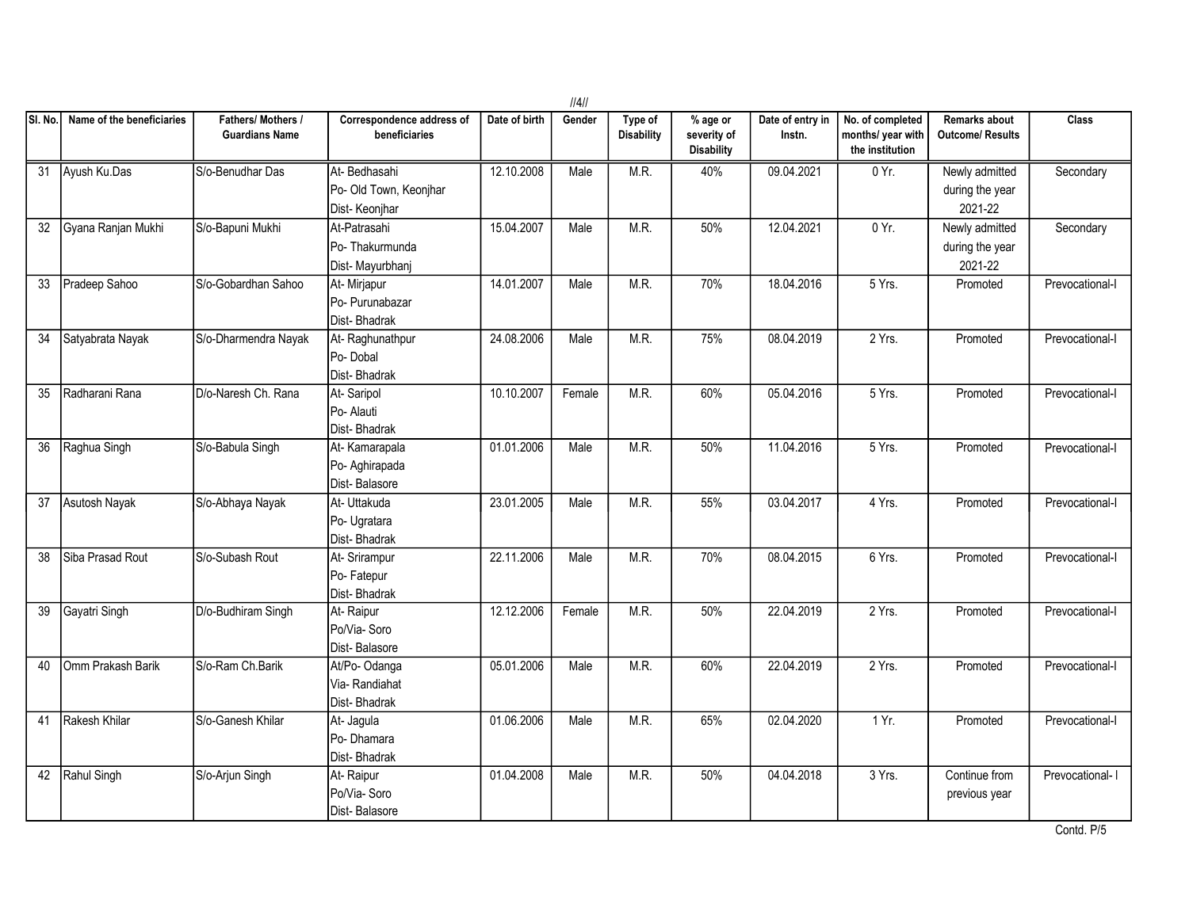| Sl. No. | Name of the beneficiaries | Fathers/ Mothers / Guardians Name | Correspondence address of beneficiaries | Date of birth | Gender | Type of Disability | % age or severity of Disability | Date of entry in Instn. | No. of completed months/ year with the institution | Remarks about Outcome/ Results | Class |
|---|---|---|---|---|---|---|---|---|---|---|---|
| 31 | Ayush Ku.Das | S/o-Benudhar Das | At- Bedhasahi<br>Po- Old Town, Keonjhar<br>Dist- Keonjhar | 12.10.2008 | Male | M.R. | 40% | 09.04.2021 | 0 Yr. | Newly admitted during the year 2021-22 | Secondary |
| 32 | Gyana Ranjan Mukhi | S/o-Bapuni Mukhi | At-Patrasahi<br>Po- Thakurmunda<br>Dist- Mayurbhanj | 15.04.2007 | Male | M.R. | 50% | 12.04.2021 | 0 Yr. | Newly admitted during the year 2021-22 | Secondary |
| 33 | Pradeep Sahoo | S/o-Gobardhan Sahoo | At- Mirjapur<br>Po- Purunabazar<br>Dist- Bhadrak | 14.01.2007 | Male | M.R. | 70% | 18.04.2016 | 5 Yrs. | Promoted | Prevocational-I |
| 34 | Satyabrata Nayak | S/o-Dharmendra Nayak | At- Raghunathpur<br>Po- Dobal<br>Dist- Bhadrak | 24.08.2006 | Male | M.R. | 75% | 08.04.2019 | 2 Yrs. | Promoted | Prevocational-I |
| 35 | Radharani Rana | D/o-Naresh Ch. Rana | At- Saripol<br>Po- Alauti<br>Dist- Bhadrak | 10.10.2007 | Female | M.R. | 60% | 05.04.2016 | 5 Yrs. | Promoted | Prevocational-I |
| 36 | Raghua Singh | S/o-Babula Singh | At- Kamarapala<br>Po- Aghirapada<br>Dist- Balasore | 01.01.2006 | Male | M.R. | 50% | 11.04.2016 | 5 Yrs. | Promoted | Prevocational-I |
| 37 | Asutosh Nayak | S/o-Abhaya Nayak | At- Uttakuda<br>Po- Ugratara<br>Dist- Bhadrak | 23.01.2005 | Male | M.R. | 55% | 03.04.2017 | 4 Yrs. | Promoted | Prevocational-I |
| 38 | Siba Prasad Rout | S/o-Subash Rout | At- Srirampur<br>Po- Fatepur<br>Dist- Bhadrak | 22.11.2006 | Male | M.R. | 70% | 08.04.2015 | 6 Yrs. | Promoted | Prevocational-I |
| 39 | Gayatri Singh | D/o-Budhiram Singh | At- Raipur<br>Po/Via- Soro<br>Dist- Balasore | 12.12.2006 | Female | M.R. | 50% | 22.04.2019 | 2 Yrs. | Promoted | Prevocational-I |
| 40 | Omm Prakash Barik | S/o-Ram Ch.Barik | At/Po- Odanga<br>Via- Randiahat<br>Dist- Bhadrak | 05.01.2006 | Male | M.R. | 60% | 22.04.2019 | 2 Yrs. | Promoted | Prevocational-I |
| 41 | Rakesh Khilar | S/o-Ganesh Khilar | At- Jagula<br>Po- Dhamara<br>Dist- Bhadrak | 01.06.2006 | Male | M.R. | 65% | 02.04.2020 | 1 Yr. | Promoted | Prevocational-I |
| 42 | Rahul Singh | S/o-Arjun Singh | At- Raipur<br>Po/Via- Soro<br>Dist- Balasore | 01.04.2008 | Male | M.R. | 50% | 04.04.2018 | 3 Yrs. | Continue from previous year | Prevocational- I |

Contd. P/5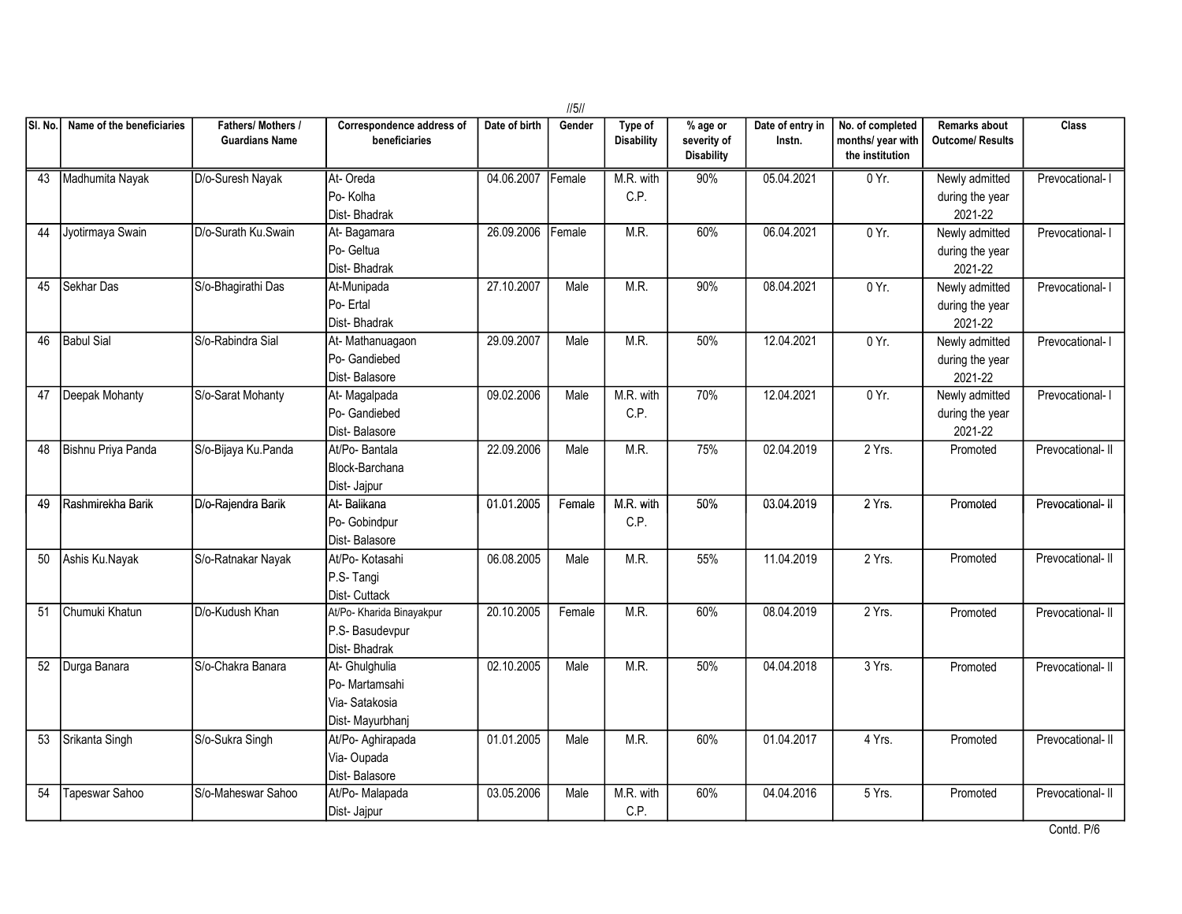| Sl. No. | Name of the beneficiaries | Fathers/ Mothers / Guardians Name | Correspondence address of beneficiaries | Date of birth | Gender | Type of Disability | % age or severity of Disability | Date of entry in Instn. | No. of completed months/ year with the institution | Remarks about Outcome/ Results | Class |
|---|---|---|---|---|---|---|---|---|---|---|---|
| 43 | Madhumita Nayak | D/o-Suresh Nayak | At- Oreda<br>Po- Kolha<br>Dist- Bhadrak | 04.06.2007 | Female | M.R. with C.P. | 90% | 05.04.2021 | 0 Yr. | Newly admitted during the year 2021-22 | Prevocational- I |
| 44 | Jyotirmaya Swain | D/o-Surath Ku.Swain | At- Bagamara<br>Po- Geltua<br>Dist- Bhadrak | 26.09.2006 | Female | M.R. | 60% | 06.04.2021 | 0 Yr. | Newly admitted during the year 2021-22 | Prevocational- I |
| 45 | Sekhar Das | S/o-Bhagirathi Das | At-Munipada<br>Po- Ertal<br>Dist- Bhadrak | 27.10.2007 | Male | M.R. | 90% | 08.04.2021 | 0 Yr. | Newly admitted during the year 2021-22 | Prevocational- I |
| 46 | Babul Sial | S/o-Rabindra Sial | At- Mathanuagaon<br>Po- Gandiebed<br>Dist- Balasore | 29.09.2007 | Male | M.R. | 50% | 12.04.2021 | 0 Yr. | Newly admitted during the year 2021-22 | Prevocational- I |
| 47 | Deepak Mohanty | S/o-Sarat Mohanty | At- Magalpada<br>Po- Gandiebed<br>Dist- Balasore | 09.02.2006 | Male | M.R. with C.P. | 70% | 12.04.2021 | 0 Yr. | Newly admitted during the year 2021-22 | Prevocational- I |
| 48 | Bishnu Priya Panda | S/o-Bijaya Ku.Panda | At/Po- Bantala<br>Block-Barchana<br>Dist- Jajpur | 22.09.2006 | Male | M.R. | 75% | 02.04.2019 | 2 Yrs. | Promoted | Prevocational- II |
| 49 | Rashmirekha Barik | D/o-Rajendra Barik | At- Balikana<br>Po- Gobindpur<br>Dist- Balasore | 01.01.2005 | Female | M.R. with C.P. | 50% | 03.04.2019 | 2 Yrs. | Promoted | Prevocational- II |
| 50 | Ashis Ku.Nayak | S/o-Ratnakar Nayak | At/Po- Kotasahi<br>P.S- Tangi<br>Dist- Cuttack | 06.08.2005 | Male | M.R. | 55% | 11.04.2019 | 2 Yrs. | Promoted | Prevocational- II |
| 51 | Chumuki Khatun | D/o-Kudush Khan | At/Po- Kharida Binayakpur<br>P.S- Basudevpur<br>Dist- Bhadrak | 20.10.2005 | Female | M.R. | 60% | 08.04.2019 | 2 Yrs. | Promoted | Prevocational- II |
| 52 | Durga Banara | S/o-Chakra Banara | At- Ghulghulia<br>Po- Martamsahi<br>Via- Satakosia<br>Dist- Mayurbhanj | 02.10.2005 | Male | M.R. | 50% | 04.04.2018 | 3 Yrs. | Promoted | Prevocational- II |
| 53 | Srikanta Singh | S/o-Sukra Singh | At/Po- Aghirapada<br>Via- Oupada<br>Dist- Balasore | 01.01.2005 | Male | M.R. | 60% | 01.04.2017 | 4 Yrs. | Promoted | Prevocational- II |
| 54 | Tapeswar Sahoo | S/o-Maheswar Sahoo | At/Po- Malapada<br>Dist- Jajpur | 03.05.2006 | Male | M.R. with C.P. | 60% | 04.04.2016 | 5 Yrs. | Promoted | Prevocational- II |

Contd. P/6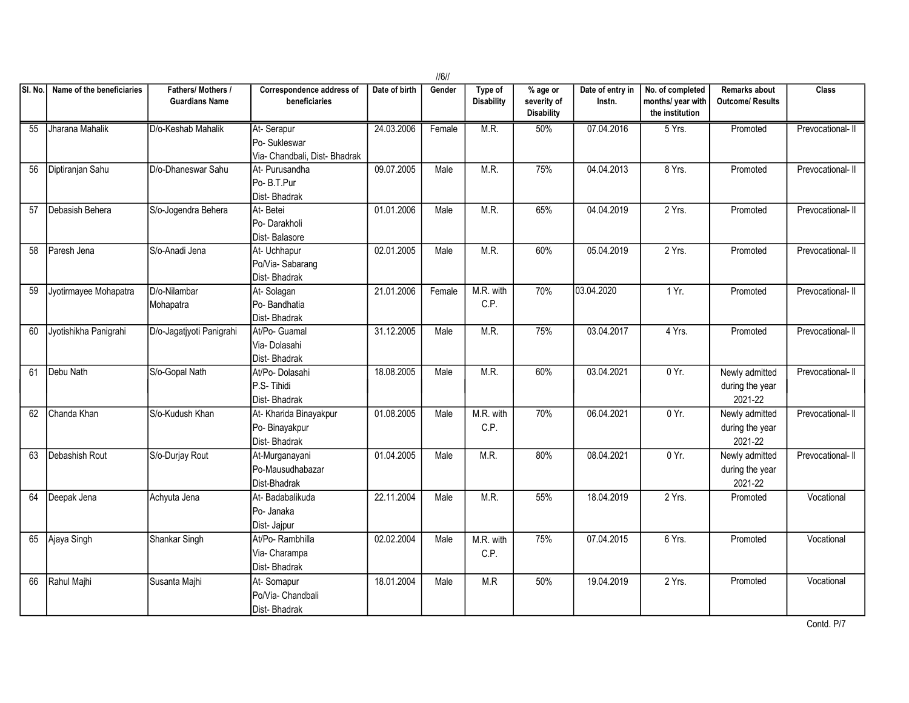| Sl. No. | Name of the beneficiaries | Fathers/ Mothers / Guardians Name | Correspondence address of beneficiaries | Date of birth | Gender | Type of Disability | % age or severity of Disability | Date of entry in Instn. | No. of completed months/ year with the institution | Remarks about Outcome/ Results | Class |
|---|---|---|---|---|---|---|---|---|---|---|---|
| 55 | Jharana Mahalik | D/o-Keshab Mahalik | At- Serapur<br>Po- Sukleswar<br>Via- Chandbali, Dist- Bhadrak | 24.03.2006 | Female | M.R. | 50% | 07.04.2016 | 5 Yrs. | Promoted | Prevocational- II |
| 56 | Diptiranjan Sahu | D/o-Dhaneswar Sahu | At- Purusandha<br>Po- B.T.Pur<br>Dist- Bhadrak | 09.07.2005 | Male | M.R. | 75% | 04.04.2013 | 8 Yrs. | Promoted | Prevocational- II |
| 57 | Debasish Behera | S/o-Jogendra Behera | At- Betei<br>Po- Darakholi<br>Dist- Balasore | 01.01.2006 | Male | M.R. | 65% | 04.04.2019 | 2 Yrs. | Promoted | Prevocational- II |
| 58 | Paresh Jena | S/o-Anadi Jena | At- Uchhapur<br>Po/Via- Sabarang<br>Dist- Bhadrak | 02.01.2005 | Male | M.R. | 60% | 05.04.2019 | 2 Yrs. | Promoted | Prevocational- II |
| 59 | Jyotirmayee Mohapatra | D/o-Nilambar Mohapatra | At- Solagan<br>Po- Bandhatia<br>Dist- Bhadrak | 21.01.2006 | Female | M.R. with C.P. | 70% | 03.04.2020 | 1 Yr. | Promoted | Prevocational- II |
| 60 | Jyotishikha Panigrahi | D/o-Jagatjyoti Panigrahi | At/Po- Guamal<br>Via- Dolasahi<br>Dist- Bhadrak | 31.12.2005 | Male | M.R. | 75% | 03.04.2017 | 4 Yrs. | Promoted | Prevocational- II |
| 61 | Debu Nath | S/o-Gopal Nath | At/Po- Dolasahi<br>P.S- Tihidi<br>Dist- Bhadrak | 18.08.2005 | Male | M.R. | 60% | 03.04.2021 | 0 Yr. | Newly admitted during the year 2021-22 | Prevocational- II |
| 62 | Chanda Khan | S/o-Kudush Khan | At- Kharida Binayakpur<br>Po- Binayakpur<br>Dist- Bhadrak | 01.08.2005 | Male | M.R. with C.P. | 70% | 06.04.2021 | 0 Yr. | Newly admitted during the year 2021-22 | Prevocational- II |
| 63 | Debashish Rout | S/o-Durjay Rout | At-Murganayani<br>Po-Mausudhabazar<br>Dist-Bhadrak | 01.04.2005 | Male | M.R. | 80% | 08.04.2021 | 0 Yr. | Newly admitted during the year 2021-22 | Prevocational- II |
| 64 | Deepak Jena | Achyuta Jena | At- Badabalikuda<br>Po- Janaka<br>Dist- Jajpur | 22.11.2004 | Male | M.R. | 55% | 18.04.2019 | 2 Yrs. | Promoted | Vocational |
| 65 | Ajaya Singh | Shankar Singh | At/Po- Rambhilla<br>Via- Charampa<br>Dist- Bhadrak | 02.02.2004 | Male | M.R. with C.P. | 75% | 07.04.2015 | 6 Yrs. | Promoted | Vocational |
| 66 | Rahul Majhi | Susanta Majhi | At- Somapur<br>Po/Via- Chandbali<br>Dist- Bhadrak | 18.01.2004 | Male | M.R | 50% | 19.04.2019 | 2 Yrs. | Promoted | Vocational |

Contd. P/7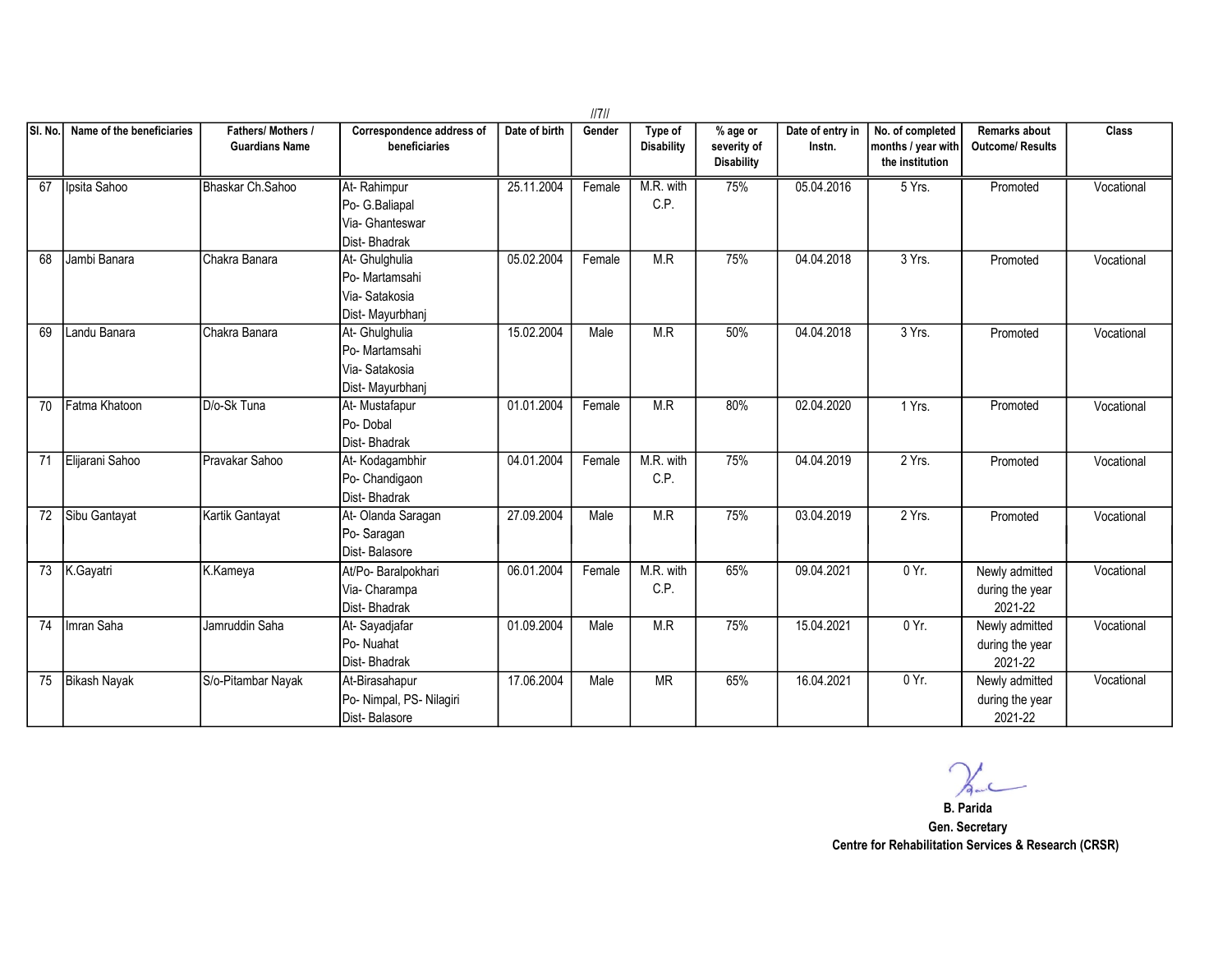| Sl. No. | Name of the beneficiaries | Fathers/ Mothers / Guardians Name | Correspondence address of beneficiaries | Date of birth | Gender | Type of Disability | % age or severity of Disability | Date of entry in Instn. | No. of completed months / year with the institution | Remarks about Outcome/ Results | Class |
|---|---|---|---|---|---|---|---|---|---|---|---|
| 67 | Ipsita Sahoo | Bhaskar Ch.Sahoo | At- Rahimpur<br>Po- G.Baliapal<br>Via- Ghanteswar<br>Dist- Bhadrak | 25.11.2004 | Female | M.R. with C.P. | 75% | 05.04.2016 | 5 Yrs. | Promoted | Vocational |
| 68 | Jambi Banara | Chakra Banara | At- Ghulghulia<br>Po- Martamsahi<br>Via- Satakosia<br>Dist- Mayurbhanj | 05.02.2004 | Female | M.R | 75% | 04.04.2018 | 3 Yrs. | Promoted | Vocational |
| 69 | Landu Banara | Chakra Banara | At- Ghulghulia<br>Po- Martamsahi<br>Via- Satakosia<br>Dist- Mayurbhanj | 15.02.2004 | Male | M.R | 50% | 04.04.2018 | 3 Yrs. | Promoted | Vocational |
| 70 | Fatma Khatoon | D/o-Sk Tuna | At- Mustafapur<br>Po- Dobal<br>Dist- Bhadrak | 01.01.2004 | Female | M.R | 80% | 02.04.2020 | 1 Yrs. | Promoted | Vocational |
| 71 | Elijarani Sahoo | Pravakar Sahoo | At- Kodagambhir<br>Po- Chandigaon<br>Dist- Bhadrak | 04.01.2004 | Female | M.R. with C.P. | 75% | 04.04.2019 | 2 Yrs. | Promoted | Vocational |
| 72 | Sibu Gantayat | Kartik Gantayat | At- Olanda Saragan<br>Po- Saragan<br>Dist- Balasore | 27.09.2004 | Male | M.R | 75% | 03.04.2019 | 2 Yrs. | Promoted | Vocational |
| 73 | K.Gayatri | K.Kameya | At/Po- Baralpokhari<br>Via- Charampa<br>Dist- Bhadrak | 06.01.2004 | Female | M.R. with C.P. | 65% | 09.04.2021 | 0 Yr. | Newly admitted during the year 2021-22 | Vocational |
| 74 | Imran Saha | Jamruddin Saha | At- Sayadjafar<br>Po- Nuahat<br>Dist- Bhadrak | 01.09.2004 | Male | M.R | 75% | 15.04.2021 | 0 Yr. | Newly admitted during the year 2021-22 | Vocational |
| 75 | Bikash Nayak | S/o-Pitambar Nayak | At-Birasahapur<br>Po- Nimpal, PS- Nilagiri<br>Dist- Balasore | 17.06.2004 | Male | MR | 65% | 16.04.2021 | 0 Yr. | Newly admitted during the year 2021-22 | Vocational |

**B. Parida**
**Gen. Secretary**
**Centre for Rehabilitation Services & Research (CRSR)**